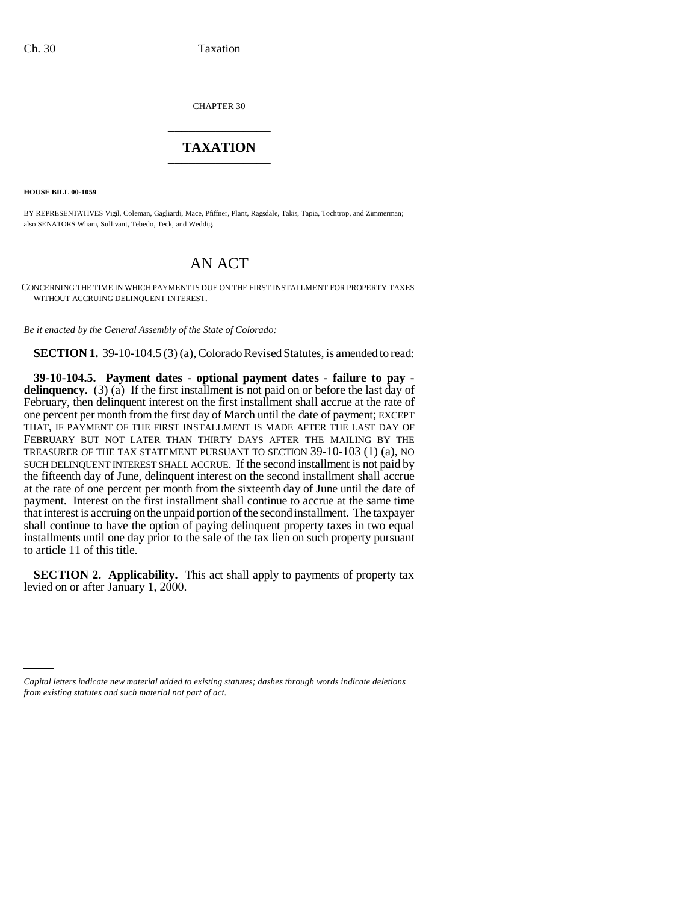CHAPTER 30

# TAXATION

**HOUSE BILL 00-1059**

BY REPRESENTATIVES Vigil, Coleman, Gagliardi, Mace, Pfiffner, Plant, Ragsdale, Takis, Tapia, Tochtrop, and Zimmerman; also SENATORS Wham, Sullivant, Tebedo, Teck, and Weddig.

## AN ACT

CONCERNING THE TIME IN WHICH PAYMENT IS DUE ON THE FIRST INSTALLMENT FOR PROPERTY TAXES WITHOUT ACCRUING DELINQUENT INTEREST.

*Be it enacted by the General Assembly of the State of Colorado:*

**SECTION 1.** 39-10-104.5 (3) (a), Colorado Revised Statutes, is amended to read:

**39-10-104.5. Payment dates - optional payment dates - failure to pay - delinquency.** (3) (a) If the first installment is not paid on or before the last day of February, then delinquent interest on the first installment shall accrue at the rate of one percent per month from the first day of March until the date of payment; EXCEPT THAT, IF PAYMENT OF THE FIRST INSTALLMENT IS MADE AFTER THE LAST DAY OF FEBRUARY BUT NOT LATER THAN THIRTY DAYS AFTER THE MAILING BY THE TREASURER OF THE TAX STATEMENT PURSUANT TO SECTION 39-10-103 (1) (a), NO SUCH DELINQUENT INTEREST SHALL ACCRUE. If the second installment is not paid by the fifteenth day of June, delinquent interest on the second installment shall accrue at the rate of one percent per month from the sixteenth day of June until the date of payment. Interest on the first installment shall continue to accrue at the same time that interest is accruing on the unpaid portion of the second installment. The taxpayer shall continue to have the option of paying delinquent property taxes in two equal installments until one day prior to the sale of the tax lien on such property pursuant to article 11 of this title.

**SECTION 2. Applicability.** This act shall apply to payments of property tax levied on or after January 1, 2000.

*Capital letters indicate new material added to existing statutes; dashes through words indicate deletions from existing statutes and such material not part of act.*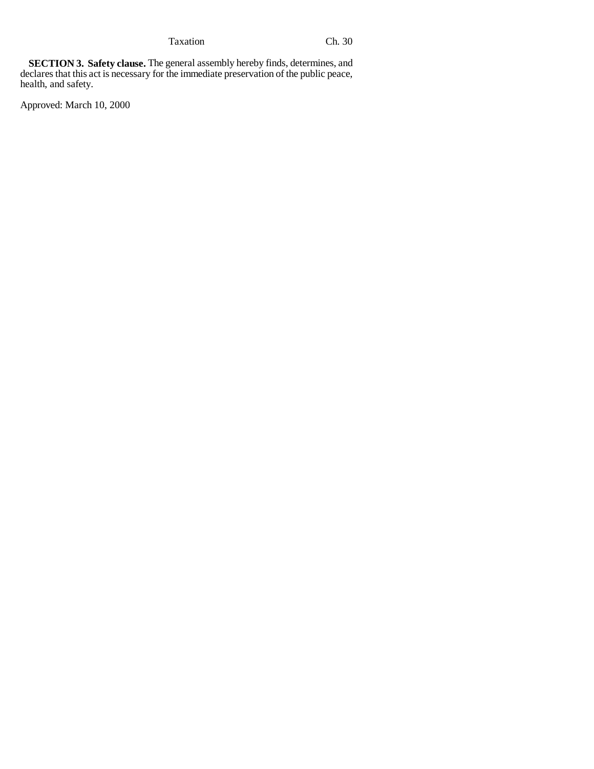**SECTION 3. Safety clause.** The general assembly hereby finds, determines, and declares that this act is necessary for the immediate preservation of the public peace, health, and safety.

Approved: March 10, 2000